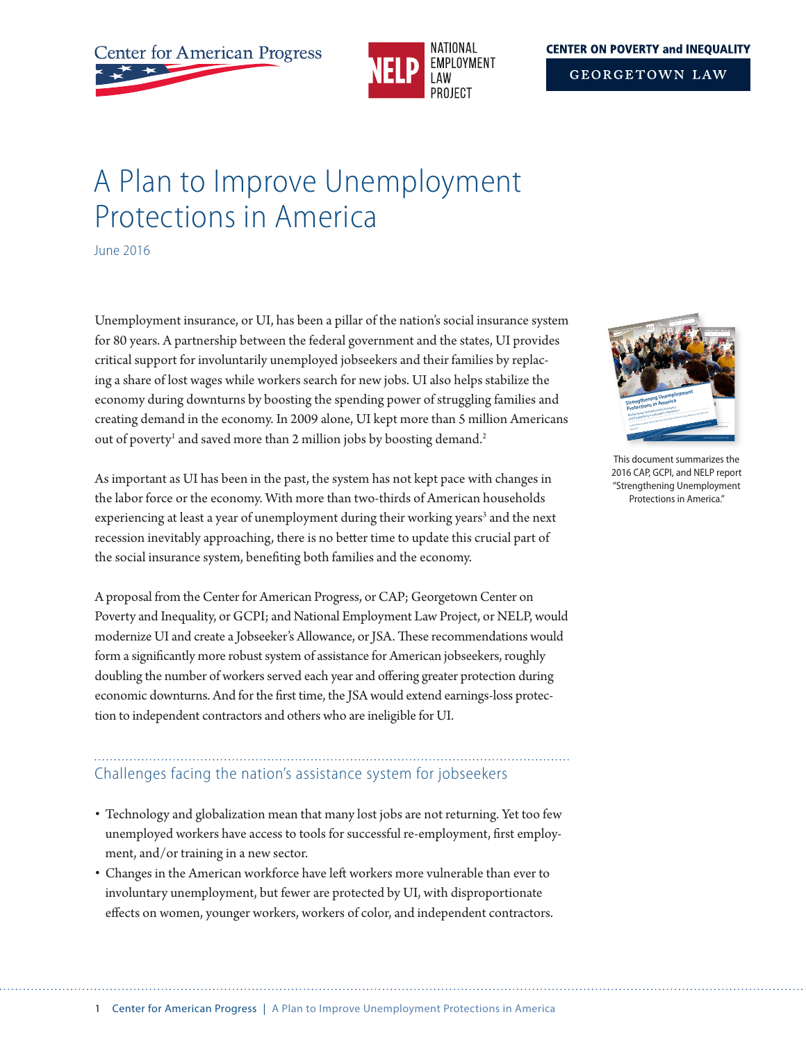# A Plan to Improve Unemployment Protections in America

June 2016

Unemployment insurance, or UI, has been a pillar of the nation's social insurance system for 80 years. A partnership between the federal government and the states, UI provides critical support for involuntarily unemployed jobseekers and their families by replacing a share of lost wages while workers search for new jobs. UI also helps stabilize the economy during downturns by boosting the spending power of struggling families and creating demand in the economy. In 2009 alone, UI kept more than 5 million Americans out of poverty[1] and saved more than 2 million jobs by boosting demand.[2]

As important as UI has been in the past, the system has not kept pace with changes in the labor force or the economy. With more than two-thirds of American households experiencing at least a year of unemployment during their working years[3] and the next recession inevitably approaching, there is no better time to update this crucial part of the social insurance system, benefiting both families and the economy.

A proposal from the Center for American Progress, or CAP; Georgetown Center on Poverty and Inequality, or GCPI; and National Employment Law Project, or NELP, would modernize UI and create a Jobseeker's Allowance, or JSA. These recommendations would form a significantly more robust system of assistance for American jobseekers, roughly doubling the number of workers served each year and offering greater protection during economic downturns. And for the first time, the JSA would extend earnings-loss protection to independent contractors and others who are ineligible for UI.

This document summarizes the 2016 CAP, GCPI, and NELP report "Strengthening Unemployment Protections in America."

## Challenges facing the nation's assistance system for jobseekers

- Technology and globalization mean that many lost jobs are not returning. Yet too few unemployed workers have access to tools for successful re-employment, first employment, and/or training in a new sector.
- Changes in the American workforce have left workers more vulnerable than ever to involuntary unemployment, but fewer are protected by UI, with disproportionate effects on women, younger workers, workers of color, and independent contractors.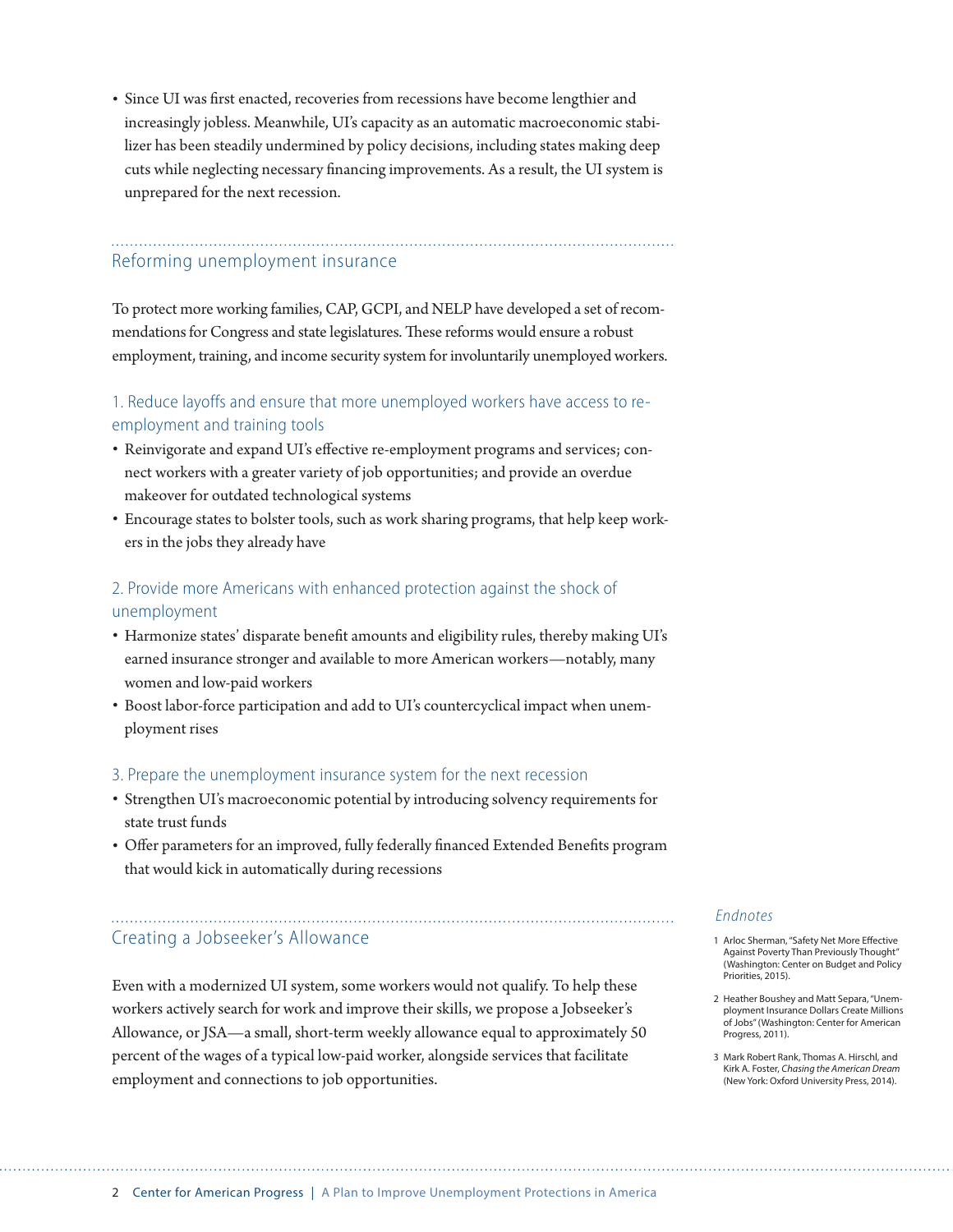- Since UI was first enacted, recoveries from recessions have become lengthier and increasingly jobless. Meanwhile, UI's capacity as an automatic macroeconomic stabilizer has been steadily undermined by policy decisions, including states making deep cuts while neglecting necessary financing improvements. As a result, the UI system is unprepared for the next recession.

## Reforming unemployment insurance

To protect more working families, CAP, GCPI, and NELP have developed a set of recommendations for Congress and state legislatures. These reforms would ensure a robust employment, training, and income security system for involuntarily unemployed workers.

### 1. Reduce layoffs and ensure that more unemployed workers have access to re-employment and training tools

- Reinvigorate and expand UI's effective re-employment programs and services; connect workers with a greater variety of job opportunities; and provide an overdue makeover for outdated technological systems
- Encourage states to bolster tools, such as work sharing programs, that help keep workers in the jobs they already have

### 2. Provide more Americans with enhanced protection against the shock of unemployment

- Harmonize states' disparate benefit amounts and eligibility rules, thereby making UI's earned insurance stronger and available to more American workers—notably, many women and low-paid workers
- Boost labor-force participation and add to UI's countercyclical impact when unemployment rises

### 3. Prepare the unemployment insurance system for the next recession

- Strengthen UI's macroeconomic potential by introducing solvency requirements for state trust funds
- Offer parameters for an improved, fully federally financed Extended Benefits program that would kick in automatically during recessions

## Creating a Jobseeker's Allowance

Even with a modernized UI system, some workers would not qualify. To help these workers actively search for work and improve their skills, we propose a Jobseeker's Allowance, or JSA—a small, short-term weekly allowance equal to approximately 50 percent of the wages of a typical low-paid worker, alongside services that facilitate employment and connections to job opportunities.

### *Endnotes*

1. Arloc Sherman, "Safety Net More Effective Against Poverty Than Previously Thought" (Washington: Center on Budget and Policy Priorities, 2015).
2. Heather Boushey and Matt Separa, "Unemployment Insurance Dollars Create Millions of Jobs" (Washington: Center for American Progress, 2011).
3. Mark Robert Rank, Thomas A. Hirschl, and Kirk A. Foster, *Chasing the American Dream* (New York: Oxford University Press, 2014).